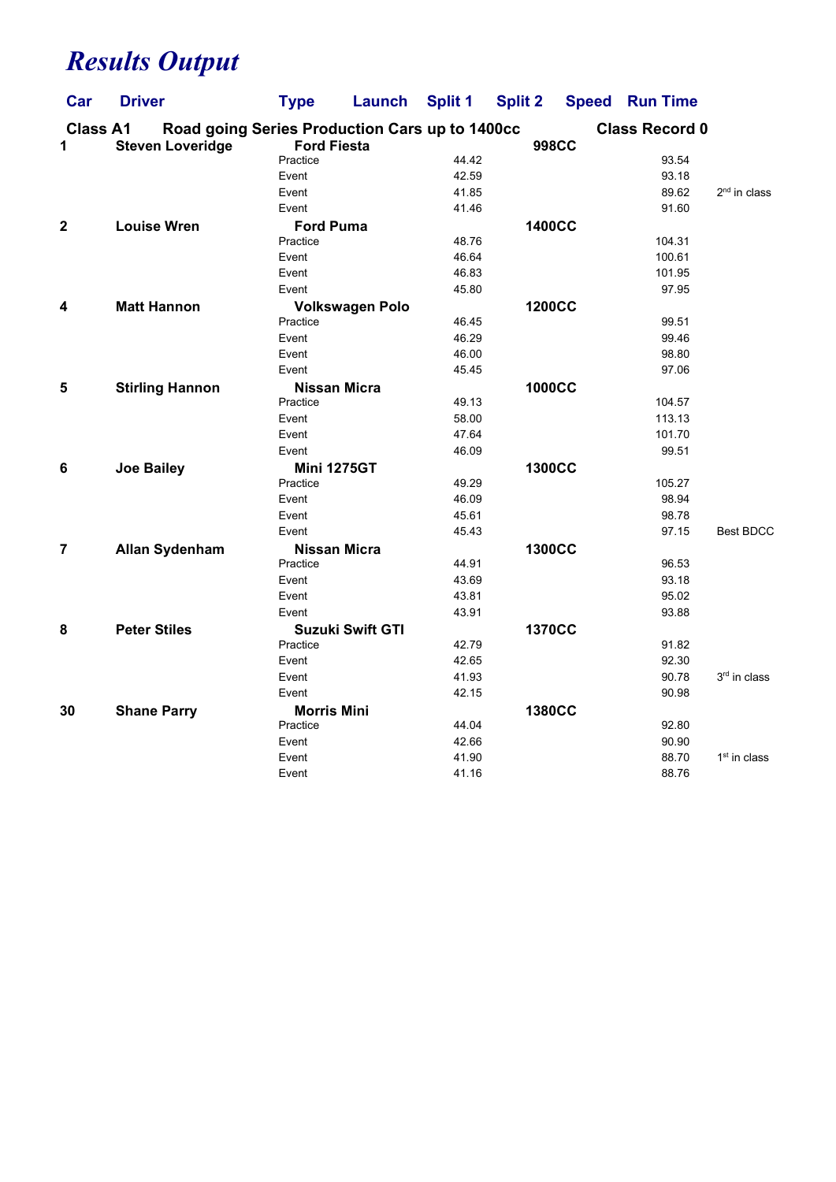# *Results Output*

| Car | Driver | Type | Launch | Split 1 | Split 2 | Speed | Run Time | |
|---|---|---|---|---|---|---|---|---|
| **Class A1** | **Road going Series Production Cars up to 1400cc** | | | | | | **Class Record 0** | |
| **1** | **Steven Loveridge** | **Ford Fiesta** | | | **998CC** | | | |
| | | Practice | | 44.42 | | | 93.54 | |
| | | Event | | 42.59 | | | 93.18 | |
| | | Event | | 41.85 | | | 89.62 | 2nd in class |
| | | Event | | 41.46 | | | 91.60 | |
| **2** | **Louise Wren** | **Ford Puma** | | | **1400CC** | | | |
| | | Practice | | 48.76 | | | 104.31 | |
| | | Event | | 46.64 | | | 100.61 | |
| | | Event | | 46.83 | | | 101.95 | |
| | | Event | | 45.80 | | | 97.95 | |
| **4** | **Matt Hannon** | **Volkswagen Polo** | | | **1200CC** | | | |
| | | Practice | | 46.45 | | | 99.51 | |
| | | Event | | 46.29 | | | 99.46 | |
| | | Event | | 46.00 | | | 98.80 | |
| | | Event | | 45.45 | | | 97.06 | |
| **5** | **Stirling Hannon** | **Nissan Micra** | | | **1000CC** | | | |
| | | Practice | | 49.13 | | | 104.57 | |
| | | Event | | 58.00 | | | 113.13 | |
| | | Event | | 47.64 | | | 101.70 | |
| | | Event | | 46.09 | | | 99.51 | |
| **6** | **Joe Bailey** | **Mini 1275GT** | | | **1300CC** | | | |
| | | Practice | | 49.29 | | | 105.27 | |
| | | Event | | 46.09 | | | 98.94 | |
| | | Event | | 45.61 | | | 98.78 | |
| | | Event | | 45.43 | | | 97.15 | Best BDCC |
| **7** | **Allan Sydenham** | **Nissan Micra** | | | **1300CC** | | | |
| | | Practice | | 44.91 | | | 96.53 | |
| | | Event | | 43.69 | | | 93.18 | |
| | | Event | | 43.81 | | | 95.02 | |
| | | Event | | 43.91 | | | 93.88 | |
| **8** | **Peter Stiles** | **Suzuki Swift GTI** | | | **1370CC** | | | |
| | | Practice | | 42.79 | | | 91.82 | |
| | | Event | | 42.65 | | | 92.30 | |
| | | Event | | 41.93 | | | 90.78 | 3rd in class |
| | | Event | | 42.15 | | | 90.98 | |
| **30** | **Shane Parry** | **Morris Mini** | | | **1380CC** | | | |
| | | Practice | | 44.04 | | | 92.80 | |
| | | Event | | 42.66 | | | 90.90 | |
| | | Event | | 41.90 | | | 88.70 | 1st in class |
| | | Event | | 41.16 | | | 88.76 | |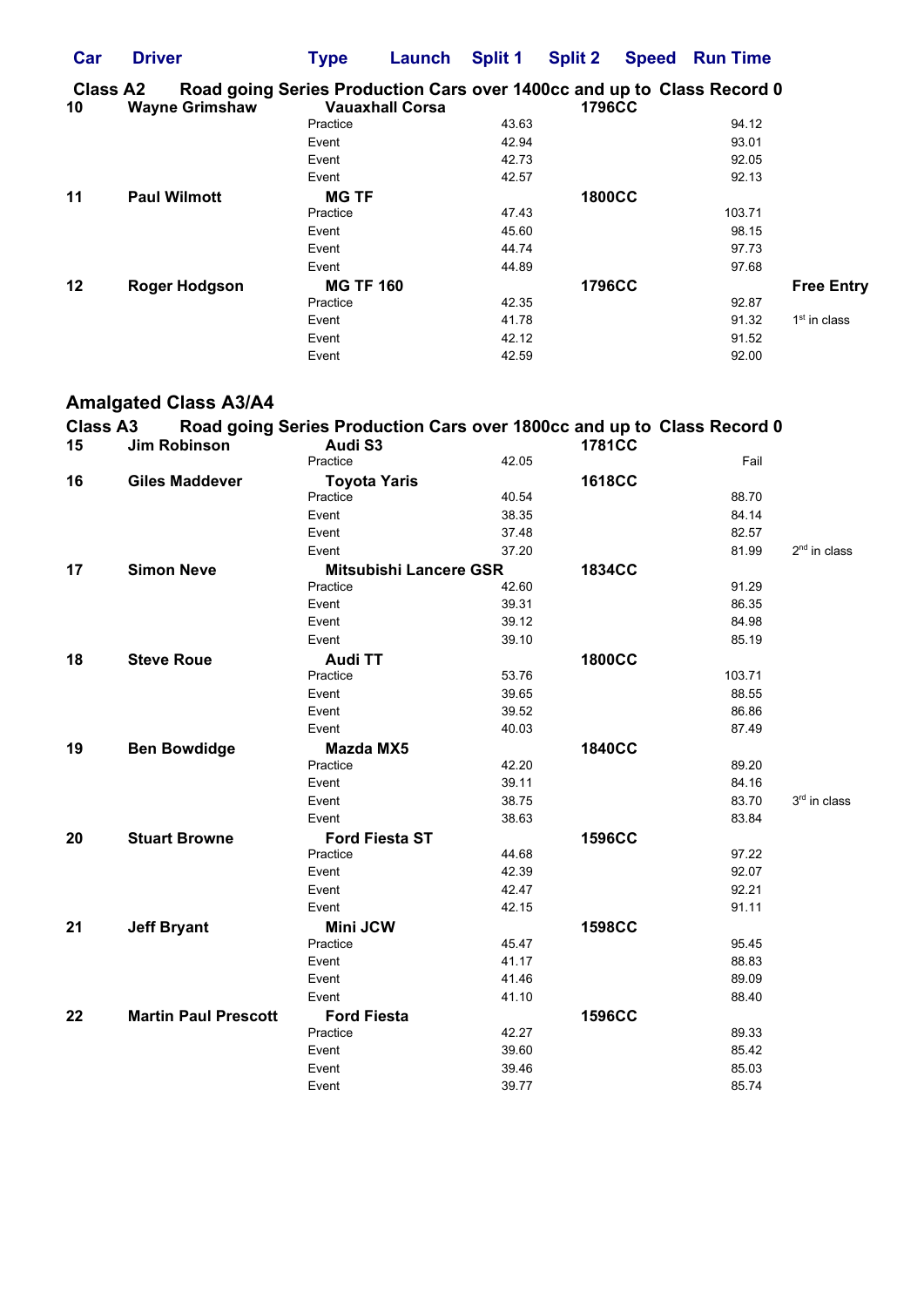| Car | Driver | Type | Launch | Split 1 | Split 2 | Speed | Run Time | |
|---|---|---|---|---|---|---|---|---|
| **Class A2** | **Road going Series Production Cars over 1400cc and up to** | | | | | | **Class Record 0** | |
| **10** | **Wayne Grimshaw** | **Vauxhall Corsa** | | | **1796CC** | | | |
| | | Practice | | 43.63 | | | 94.12 | |
| | | Event | | 42.94 | | | 93.01 | |
| | | Event | | 42.73 | | | 92.05 | |
| | | Event | | 42.57 | | | 92.13 | |
| **11** | **Paul Wilmott** | **MG TF** | | | **1800CC** | | | |
| | | Practice | | 47.43 | | | 103.71 | |
| | | Event | | 45.60 | | | 98.15 | |
| | | Event | | 44.74 | | | 97.73 | |
| | | Event | | 44.89 | | | 97.68 | |
| **12** | **Roger Hodgson** | **MG TF 160** | | | **1796CC** | | | **Free Entry** |
| | | Practice | | 42.35 | | | 92.87 | |
| | | Event | | 41.78 | | | 91.32 | 1st in class |
| | | Event | | 42.12 | | | 91.52 | |
| | | Event | | 42.59 | | | 92.00 | |

## Amalgated Class A3/A4

| Car | Driver | Type | Launch | Split 1 | Split 2 | Speed | Run Time | |
|---|---|---|---|---|---|---|---|---|
| **Class A3** | **Road going Series Production Cars over 1800cc and up to** | | | | | | **Class Record 0** | |
| **15** | **Jim Robinson** | **Audi S3** | | | **1781CC** | | | |
| | | Practice | | 42.05 | | | Fail | |
| **16** | **Giles Maddever** | **Toyota Yaris** | | | **1618CC** | | | |
| | | Practice | | 40.54 | | | 88.70 | |
| | | Event | | 38.35 | | | 84.14 | |
| | | Event | | 37.48 | | | 82.57 | |
| | | Event | | 37.20 | | | 81.99 | 2nd in class |
| **17** | **Simon Neve** | **Mitsubishi Lancere GSR** | | | **1834CC** | | | |
| | | Practice | | 42.60 | | | 91.29 | |
| | | Event | | 39.31 | | | 86.35 | |
| | | Event | | 39.12 | | | 84.98 | |
| | | Event | | 39.10 | | | 85.19 | |
| **18** | **Steve Roue** | **Audi TT** | | | **1800CC** | | | |
| | | Practice | | 53.76 | | | 103.71 | |
| | | Event | | 39.65 | | | 88.55 | |
| | | Event | | 39.52 | | | 86.86 | |
| | | Event | | 40.03 | | | 87.49 | |
| **19** | **Ben Bowdidge** | **Mazda MX5** | | | **1840CC** | | | |
| | | Practice | | 42.20 | | | 89.20 | |
| | | Event | | 39.11 | | | 84.16 | |
| | | Event | | 38.75 | | | 83.70 | 3rd in class |
| | | Event | | 38.63 | | | 83.84 | |
| **20** | **Stuart Browne** | **Ford Fiesta ST** | | | **1596CC** | | | |
| | | Practice | | 44.68 | | | 97.22 | |
| | | Event | | 42.39 | | | 92.07 | |
| | | Event | | 42.47 | | | 92.21 | |
| | | Event | | 42.15 | | | 91.11 | |
| **21** | **Jeff Bryant** | **Mini JCW** | | | **1598CC** | | | |
| | | Practice | | 45.47 | | | 95.45 | |
| | | Event | | 41.17 | | | 88.83 | |
| | | Event | | 41.46 | | | 89.09 | |
| | | Event | | 41.10 | | | 88.40 | |
| **22** | **Martin Paul Prescott** | **Ford Fiesta** | | | **1596CC** | | | |
| | | Practice | | 42.27 | | | 89.33 | |
| | | Event | | 39.60 | | | 85.42 | |
| | | Event | | 39.46 | | | 85.03 | |
| | | Event | | 39.77 | | | 85.74 | |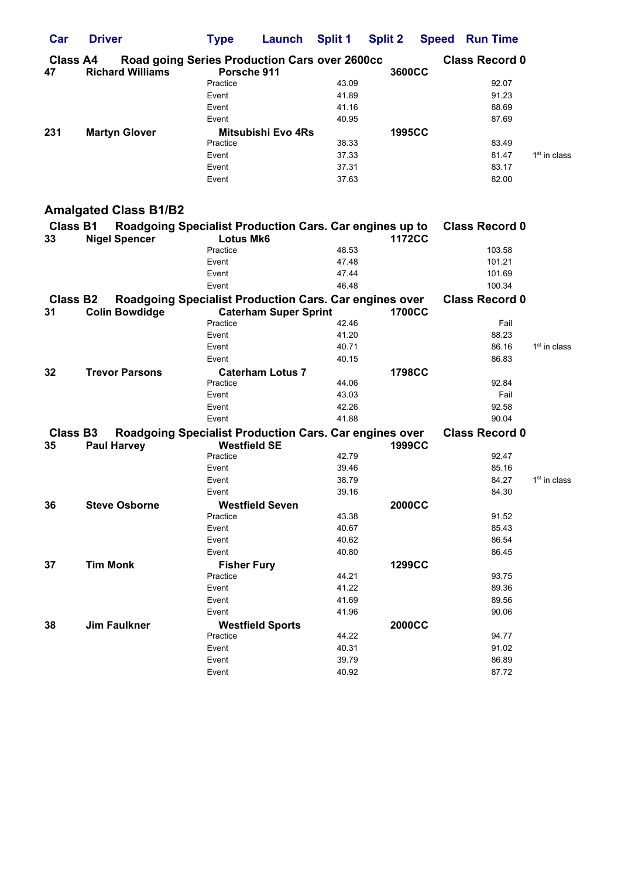| Car | Driver | Type | Launch | Split 1 | Split 2 | Speed | Run Time | |
|---|---|---|---|---|---|---|---|---|
| **Class A4** | **Road going Series Production Cars over 2600cc** | | | | | | **Class Record 0** | |
| **47** | **Richard Williams** | **Porsche 911** | | | **3600CC** | | | |
| | | Practice | | 43.09 | | | 92.07 | |
| | | Event | | 41.89 | | | 91.23 | |
| | | Event | | 41.16 | | | 88.69 | |
| | | Event | | 40.95 | | | 87.69 | |
| **231** | **Martyn Glover** | **Mitsubishi Evo 4Rs** | | | **1995CC** | | | |
| | | Practice | | 38.33 | | | 83.49 | |
| | | Event | | 37.33 | | | 81.47 | 1st in class |
| | | Event | | 37.31 | | | 83.17 | |
| | | Event | | 37.63 | | | 82.00 | |

## Amalgated Class B1/B2

| Car | Driver | Type | Launch | Split 1 | Split 2 | Speed | Run Time | |
|---|---|---|---|---|---|---|---|---|
| **Class B1** | **Roadgoing Specialist Production Cars. Car engines up to** | | | | | | **Class Record 0** | |
| **33** | **Nigel Spencer** | **Lotus Mk6** | | | **1172CC** | | | |
| | | Practice | | 48.53 | | | 103.58 | |
| | | Event | | 47.48 | | | 101.21 | |
| | | Event | | 47.44 | | | 101.69 | |
| | | Event | | 46.48 | | | 100.34 | |
| **Class B2** | **Roadgoing Specialist Production Cars. Car engines over** | | | | | | **Class Record 0** | |
| **31** | **Colin Bowdidge** | **Caterham Super Sprint** | | | **1700CC** | | | |
| | | Practice | | 42.46 | | | Fail | |
| | | Event | | 41.20 | | | 88.23 | |
| | | Event | | 40.71 | | | 86.16 | 1st in class |
| | | Event | | 40.15 | | | 86.83 | |
| **32** | **Trevor Parsons** | **Caterham Lotus 7** | | | **1798CC** | | | |
| | | Practice | | 44.06 | | | 92.84 | |
| | | Event | | 43.03 | | | Fail | |
| | | Event | | 42.26 | | | 92.58 | |
| | | Event | | 41.88 | | | 90.04 | |
| **Class B3** | **Roadgoing Specialist Production Cars. Car engines over** | | | | | | **Class Record 0** | |
| **35** | **Paul Harvey** | **Westfield SE** | | | **1999CC** | | | |
| | | Practice | | 42.79 | | | 92.47 | |
| | | Event | | 39.46 | | | 85.16 | |
| | | Event | | 38.79 | | | 84.27 | 1st in class |
| | | Event | | 39.16 | | | 84.30 | |
| **36** | **Steve Osborne** | **Westfield Seven** | | | **2000CC** | | | |
| | | Practice | | 43.38 | | | 91.52 | |
| | | Event | | 40.67 | | | 85.43 | |
| | | Event | | 40.62 | | | 86.54 | |
| | | Event | | 40.80 | | | 86.45 | |
| **37** | **Tim Monk** | **Fisher Fury** | | | **1299CC** | | | |
| | | Practice | | 44.21 | | | 93.75 | |
| | | Event | | 41.22 | | | 89.36 | |
| | | Event | | 41.69 | | | 89.56 | |
| | | Event | | 41.96 | | | 90.06 | |
| **38** | **Jim Faulkner** | **Westfield Sports** | | | **2000CC** | | | |
| | | Practice | | 44.22 | | | 94.77 | |
| | | Event | | 40.31 | | | 91.02 | |
| | | Event | | 39.79 | | | 86.89 | |
| | | Event | | 40.92 | | | 87.72 | |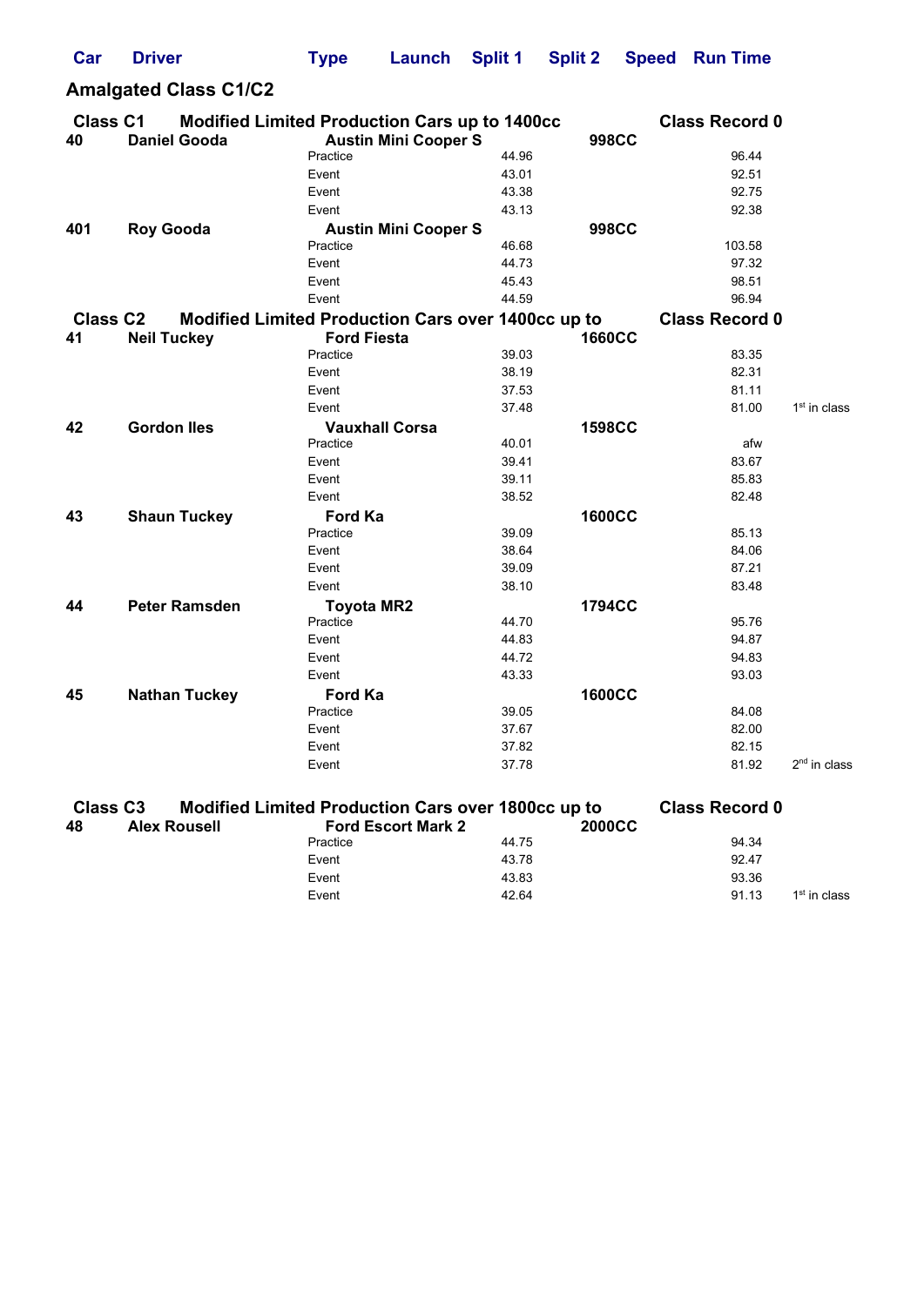## Amalgated Class C1/C2

### Class C1 Modified Limited Production Cars up to 1400cc — Class Record 0

| Car | Driver | Type | Launch | Split 1 | Split 2 | Speed | Run Time | |
|---|---|---|---|---|---|---|---|---|
| **40** | **Daniel Gooda** | **Austin Mini Cooper S** | | | **998CC** | | | |
| | | Practice | | 44.96 | | | 96.44 | |
| | | Event | | 43.01 | | | 92.51 | |
| | | Event | | 43.38 | | | 92.75 | |
| | | Event | | 43.13 | | | 92.38 | |
| **401** | **Roy Gooda** | **Austin Mini Cooper S** | | | **998CC** | | | |
| | | Practice | | 46.68 | | | 103.58 | |
| | | Event | | 44.73 | | | 97.32 | |
| | | Event | | 45.43 | | | 98.51 | |
| | | Event | | 44.59 | | | 96.94 | |

### Class C2 Modified Limited Production Cars over 1400cc up to — Class Record 0

| Car | Driver | Type | Launch | Split 1 | Split 2 | Speed | Run Time | |
|---|---|---|---|---|---|---|---|---|
| **41** | **Neil Tuckey** | **Ford Fiesta** | | | **1660CC** | | | |
| | | Practice | | 39.03 | | | 83.35 | |
| | | Event | | 38.19 | | | 82.31 | |
| | | Event | | 37.53 | | | 81.11 | |
| | | Event | | 37.48 | | | 81.00 | 1st in class |
| **42** | **Gordon Iles** | **Vauxhall Corsa** | | | **1598CC** | | | |
| | | Practice | | 40.01 | | | afw | |
| | | Event | | 39.41 | | | 83.67 | |
| | | Event | | 39.11 | | | 85.83 | |
| | | Event | | 38.52 | | | 82.48 | |
| **43** | **Shaun Tuckey** | **Ford Ka** | | | **1600CC** | | | |
| | | Practice | | 39.09 | | | 85.13 | |
| | | Event | | 38.64 | | | 84.06 | |
| | | Event | | 39.09 | | | 87.21 | |
| | | Event | | 38.10 | | | 83.48 | |
| **44** | **Peter Ramsden** | **Toyota MR2** | | | **1794CC** | | | |
| | | Practice | | 44.70 | | | 95.76 | |
| | | Event | | 44.83 | | | 94.87 | |
| | | Event | | 44.72 | | | 94.83 | |
| | | Event | | 43.33 | | | 93.03 | |
| **45** | **Nathan Tuckey** | **Ford Ka** | | | **1600CC** | | | |
| | | Practice | | 39.05 | | | 84.08 | |
| | | Event | | 37.67 | | | 82.00 | |
| | | Event | | 37.82 | | | 82.15 | |
| | | Event | | 37.78 | | | 81.92 | 2nd in class |

### Class C3 Modified Limited Production Cars over 1800cc up to — Class Record 0

| Car | Driver | Type | Launch | Split 1 | Split 2 | Speed | Run Time | |
|---|---|---|---|---|---|---|---|---|
| **48** | **Alex Rousell** | **Ford Escort Mark 2** | | | **2000CC** | | | |
| | | Practice | | 44.75 | | | 94.34 | |
| | | Event | | 43.78 | | | 92.47 | |
| | | Event | | 43.83 | | | 93.36 | |
| | | Event | | 42.64 | | | 91.13 | 1st in class |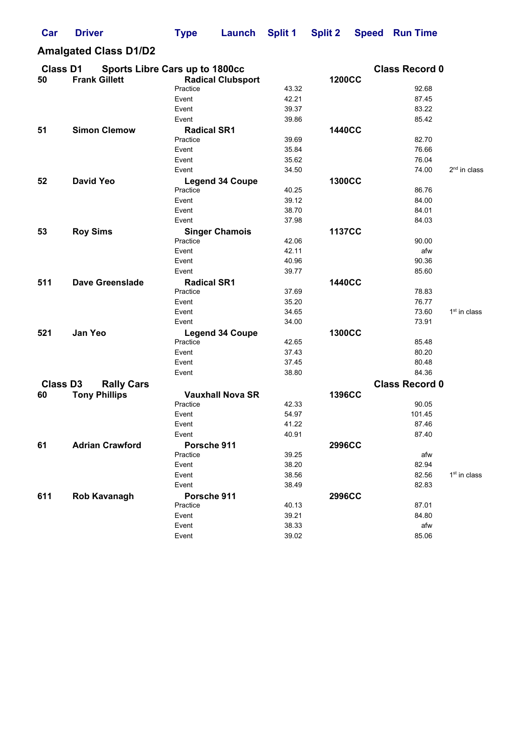## Amalgated Class D1/D2

### Class D1 Sports Libre Cars up to 1800cc — Class Record 0

| Car | Driver | Type | Launch | Split 1 | Split 2 | Speed | Run Time | |
|---|---|---|---|---|---|---|---|---|
| **50** | **Frank Gillett** | **Radical Clubsport** | | | **1200CC** | | | |
| | | Practice | | 43.32 | | | 92.68 | |
| | | Event | | 42.21 | | | 87.45 | |
| | | Event | | 39.37 | | | 83.22 | |
| | | Event | | 39.86 | | | 85.42 | |
| **51** | **Simon Clemow** | **Radical SR1** | | | **1440CC** | | | |
| | | Practice | | 39.69 | | | 82.70 | |
| | | Event | | 35.84 | | | 76.66 | |
| | | Event | | 35.62 | | | 76.04 | |
| | | Event | | 34.50 | | | 74.00 | 2nd in class |
| **52** | **David Yeo** | **Legend 34 Coupe** | | | **1300CC** | | | |
| | | Practice | | 40.25 | | | 86.76 | |
| | | Event | | 39.12 | | | 84.00 | |
| | | Event | | 38.70 | | | 84.01 | |
| | | Event | | 37.98 | | | 84.03 | |
| **53** | **Roy Sims** | **Singer Chamois** | | | **1137CC** | | | |
| | | Practice | | 42.06 | | | 90.00 | |
| | | Event | | 42.11 | | | afw | |
| | | Event | | 40.96 | | | 90.36 | |
| | | Event | | 39.77 | | | 85.60 | |
| **511** | **Dave Greenslade** | **Radical SR1** | | | **1440CC** | | | |
| | | Practice | | 37.69 | | | 78.83 | |
| | | Event | | 35.20 | | | 76.77 | |
| | | Event | | 34.65 | | | 73.60 | 1st in class |
| | | Event | | 34.00 | | | 73.91 | |
| **521** | **Jan Yeo** | **Legend 34 Coupe** | | | **1300CC** | | | |
| | | Practice | | 42.65 | | | 85.48 | |
| | | Event | | 37.43 | | | 80.20 | |
| | | Event | | 37.45 | | | 80.48 | |
| | | Event | | 38.80 | | | 84.36 | |

### Class D3 Rally Cars — Class Record 0

| Car | Driver | Type | Launch | Split 1 | Split 2 | Speed | Run Time | |
|---|---|---|---|---|---|---|---|---|
| **60** | **Tony Phillips** | **Vauxhall Nova SR** | | | **1396CC** | | | |
| | | Practice | | 42.33 | | | 90.05 | |
| | | Event | | 54.97 | | | 101.45 | |
| | | Event | | 41.22 | | | 87.46 | |
| | | Event | | 40.91 | | | 87.40 | |
| **61** | **Adrian Crawford** | **Porsche 911** | | | **2996CC** | | | |
| | | Practice | | 39.25 | | | afw | |
| | | Event | | 38.20 | | | 82.94 | |
| | | Event | | 38.56 | | | 82.56 | 1st in class |
| | | Event | | 38.49 | | | 82.83 | |
| **611** | **Rob Kavanagh** | **Porsche 911** | | | **2996CC** | | | |
| | | Practice | | 40.13 | | | 87.01 | |
| | | Event | | 39.21 | | | 84.80 | |
| | | Event | | 38.33 | | | afw | |
| | | Event | | 39.02 | | | 85.06 | |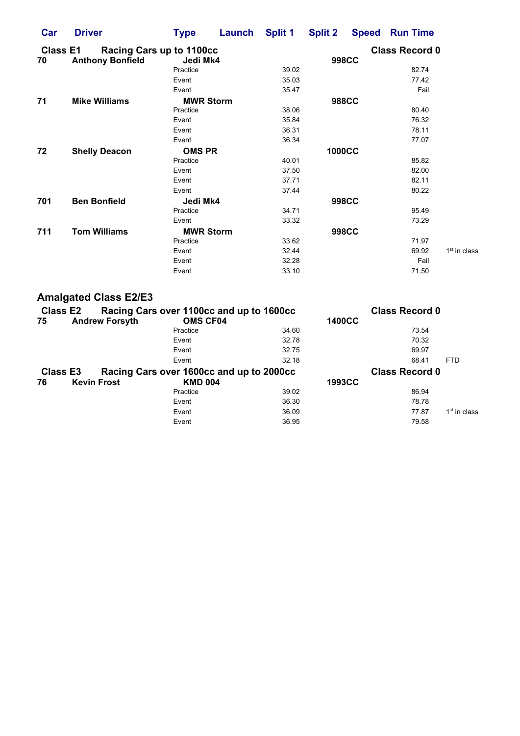| Car | Driver | Type | Launch | Split 1 | Split 2 | Speed | Run Time | |
|---|---|---|---|---|---|---|---|---|
| **Class E1** | **Racing Cars up to 1100cc** | | | | | | **Class Record 0** | |
| **70** | **Anthony Bonfield** | **Jedi Mk4** | | | **998CC** | | | |
| | | Practice | | 39.02 | | | 82.74 | |
| | | Event | | 35.03 | | | 77.42 | |
| | | Event | | 35.47 | | | Fail | |
| **71** | **Mike Williams** | **MWR Storm** | | | **988CC** | | | |
| | | Practice | | 38.06 | | | 80.40 | |
| | | Event | | 35.84 | | | 76.32 | |
| | | Event | | 36.31 | | | 78.11 | |
| | | Event | | 36.34 | | | 77.07 | |
| **72** | **Shelly Deacon** | **OMS PR** | | | **1000CC** | | | |
| | | Practice | | 40.01 | | | 85.82 | |
| | | Event | | 37.50 | | | 82.00 | |
| | | Event | | 37.71 | | | 82.11 | |
| | | Event | | 37.44 | | | 80.22 | |
| **701** | **Ben Bonfield** | **Jedi Mk4** | | | **998CC** | | | |
| | | Practice | | 34.71 | | | 95.49 | |
| | | Event | | 33.32 | | | 73.29 | |
| **711** | **Tom Williams** | **MWR Storm** | | | **998CC** | | | |
| | | Practice | | 33.62 | | | 71.97 | |
| | | Event | | 32.44 | | | 69.92 | 1st in class |
| | | Event | | 32.28 | | | Fail | |
| | | Event | | 33.10 | | | 71.50 | |

## Amalgated Class E2/E3

| Car | Driver | Type | Launch | Split 1 | Split 2 | Speed | Run Time | |
|---|---|---|---|---|---|---|---|---|
| **Class E2** | **Racing Cars over 1100cc and up to 1600cc** | | | | | | **Class Record 0** | |
| **75** | **Andrew Forsyth** | **OMS CF04** | | | **1400CC** | | | |
| | | Practice | | 34.60 | | | 73.54 | |
| | | Event | | 32.78 | | | 70.32 | |
| | | Event | | 32.75 | | | 69.97 | |
| | | Event | | 32.18 | | | 68.41 | FTD |
| **Class E3** | **Racing Cars over 1600cc and up to 2000cc** | | | | | | **Class Record 0** | |
| **76** | **Kevin Frost** | **KMD 004** | | | **1993CC** | | | |
| | | Practice | | 39.02 | | | 86.94 | |
| | | Event | | 36.30 | | | 78.78 | |
| | | Event | | 36.09 | | | 77.87 | 1st in class |
| | | Event | | 36.95 | | | 79.58 | |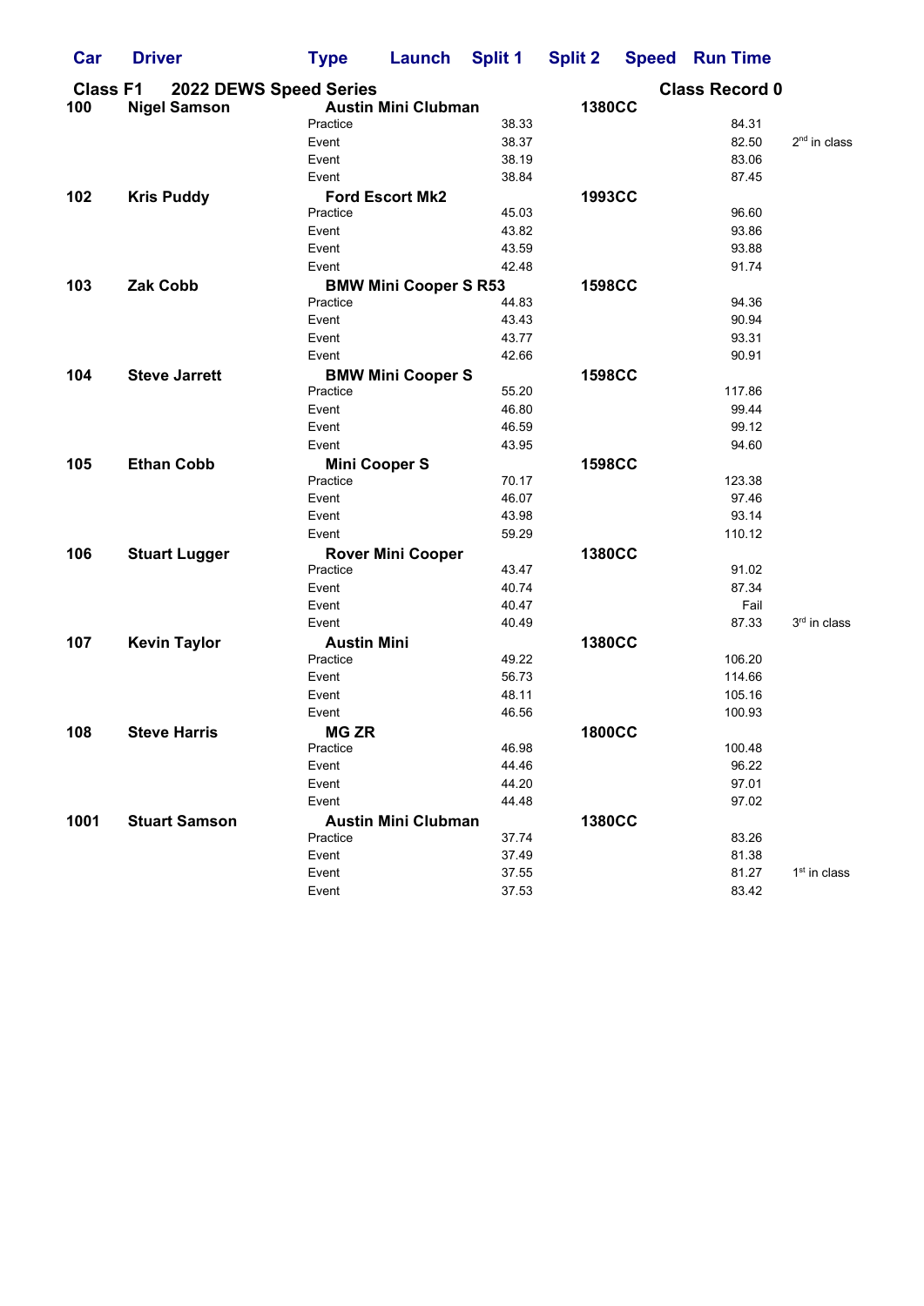| Car | Driver | Type | Launch | Split 1 | Split 2 | Speed | Run Time | |
|---|---|---|---|---|---|---|---|---|
| **Class F1** | **2022 DEWS Speed Series** | | | | | **Class Record 0** | | |
| **100** | **Nigel Samson** | **Austin Mini Clubman** | | | **1380CC** | | | |
| | | Practice | | 38.33 | | | 84.31 | |
| | | Event | | 38.37 | | | 82.50 | 2nd in class |
| | | Event | | 38.19 | | | 83.06 | |
| | | Event | | 38.84 | | | 87.45 | |
| **102** | **Kris Puddy** | **Ford Escort Mk2** | | | **1993CC** | | | |
| | | Practice | | 45.03 | | | 96.60 | |
| | | Event | | 43.82 | | | 93.86 | |
| | | Event | | 43.59 | | | 93.88 | |
| | | Event | | 42.48 | | | 91.74 | |
| **103** | **Zak Cobb** | **BMW Mini Cooper S R53** | | | **1598CC** | | | |
| | | Practice | | 44.83 | | | 94.36 | |
| | | Event | | 43.43 | | | 90.94 | |
| | | Event | | 43.77 | | | 93.31 | |
| | | Event | | 42.66 | | | 90.91 | |
| **104** | **Steve Jarrett** | **BMW Mini Cooper S** | | | **1598CC** | | | |
| | | Practice | | 55.20 | | | 117.86 | |
| | | Event | | 46.80 | | | 99.44 | |
| | | Event | | 46.59 | | | 99.12 | |
| | | Event | | 43.95 | | | 94.60 | |
| **105** | **Ethan Cobb** | **Mini Cooper S** | | | **1598CC** | | | |
| | | Practice | | 70.17 | | | 123.38 | |
| | | Event | | 46.07 | | | 97.46 | |
| | | Event | | 43.98 | | | 93.14 | |
| | | Event | | 59.29 | | | 110.12 | |
| **106** | **Stuart Lugger** | **Rover Mini Cooper** | | | **1380CC** | | | |
| | | Practice | | 43.47 | | | 91.02 | |
| | | Event | | 40.74 | | | 87.34 | |
| | | Event | | 40.47 | | | Fail | |
| | | Event | | 40.49 | | | 87.33 | 3rd in class |
| **107** | **Kevin Taylor** | **Austin Mini** | | | **1380CC** | | | |
| | | Practice | | 49.22 | | | 106.20 | |
| | | Event | | 56.73 | | | 114.66 | |
| | | Event | | 48.11 | | | 105.16 | |
| | | Event | | 46.56 | | | 100.93 | |
| **108** | **Steve Harris** | **MG ZR** | | | **1800CC** | | | |
| | | Practice | | 46.98 | | | 100.48 | |
| | | Event | | 44.46 | | | 96.22 | |
| | | Event | | 44.20 | | | 97.01 | |
| | | Event | | 44.48 | | | 97.02 | |
| **1001** | **Stuart Samson** | **Austin Mini Clubman** | | | **1380CC** | | | |
| | | Practice | | 37.74 | | | 83.26 | |
| | | Event | | 37.49 | | | 81.38 | |
| | | Event | | 37.55 | | | 81.27 | 1st in class |
| | | Event | | 37.53 | | | 83.42 | |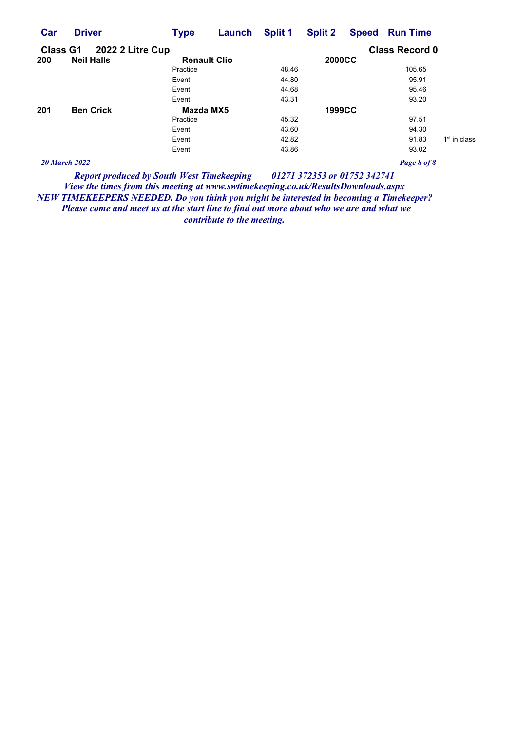| Car | Driver | Type | Launch | Split 1 | Split 2 | Speed | Run Time | |
|---|---|---|---|---|---|---|---|---|
| **Class G1** | **2022 2 Litre Cup** | | | | | | **Class Record 0** | |
| **200** | **Neil Halls** | **Renault Clio** | | | **2000CC** | | | |
| | | Practice | | 48.46 | | | 105.65 | |
| | | Event | | 44.80 | | | 95.91 | |
| | | Event | | 44.68 | | | 95.46 | |
| | | Event | | 43.31 | | | 93.20 | |
| **201** | **Ben Crick** | **Mazda MX5** | | | **1999CC** | | | |
| | | Practice | | 45.32 | | | 97.51 | |
| | | Event | | 43.60 | | | 94.30 | |
| | | Event | | 42.82 | | | 91.83 | 1st in class |
| | | Event | | 43.86 | | | 93.02 | |

*20 March 2022*

***Report produced by South West Timekeeping 01271 372353 or 01752 342741***
***View the times from this meeting at www.swtimekeeping.co.uk/ResultsDownloads.aspx***
***NEW TIMEKEEPERS NEEDED. Do you think you might be interested in becoming a Timekeeper? Please come and meet us at the start line to find out more about who we are and what we contribute to the meeting.***